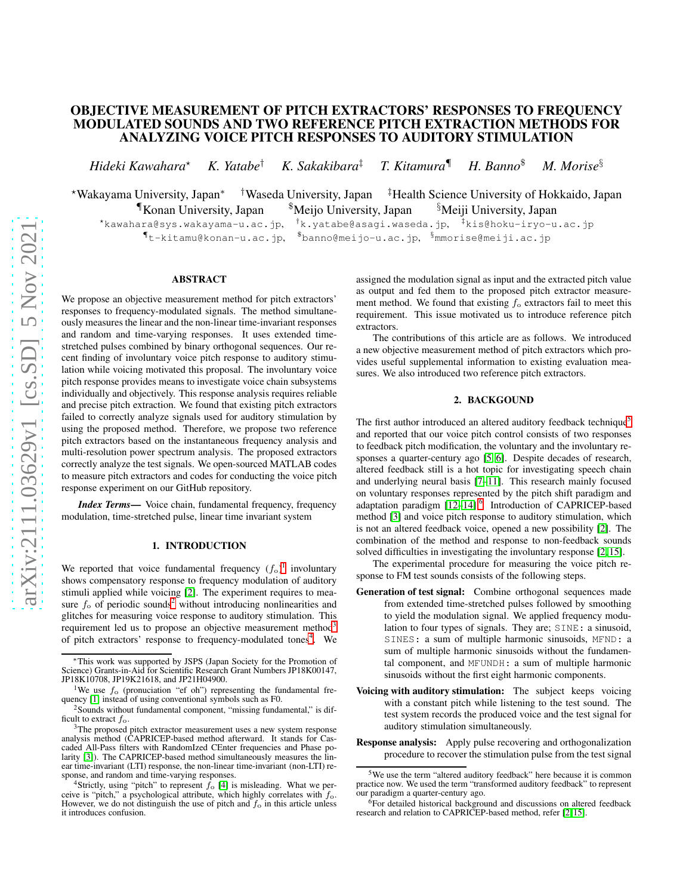# OBJECTIVE MEASUREMENT OF PITCH EXTRACTORS' RESPONSES TO FREQUENCY MODULATED SOUNDS AND TWO REFERENCE PITCH EXTRACTION METHODS FOR ANALYZING VOICE PITCH RESPONSES TO AUDITORY STIMULATION

*Hideki Kawahara*[⋆] *K. Yatabe*[†] *K. Sakakibara*[‡] *T. Kitamura*[¶] *H. Banno*[$] *M. Morise*[§]

[⋆]Wakayama University, Japan[∗] [†]Waseda University, Japan [‡]Health Science University of Hokkaido, Japan
[¶]Konan University, Japan [$]Meijo University, Japan [§]Meiji University, Japan

[⋆]kawahara@sys.wakayama-u.ac.jp, [†]k.yatabe@asagi.waseda.jp, [‡]kis@hoku-iryo-u.ac.jp
[¶]t-kitamu@konan-u.ac.jp, [$]banno@meijo-u.ac.jp, [§]mmorise@meiji.ac.jp

## ABSTRACT

We propose an objective measurement method for pitch extractors' responses to frequency-modulated signals. The method simultaneously measures the linear and the non-linear time-invariant responses and random and time-varying responses. It uses extended time-stretched pulses combined by binary orthogonal sequences. Our recent finding of involuntary voice pitch response to auditory stimulation while voicing motivated this proposal. The involuntary voice pitch response provides means to investigate voice chain subsystems individually and objectively. This response analysis requires reliable and precise pitch extraction. We found that existing pitch extractors failed to correctly analyze signals used for auditory stimulation by using the proposed method. Therefore, we propose two reference pitch extractors based on the instantaneous frequency analysis and multi-resolution power spectrum analysis. The proposed extractors correctly analyze the test signals. We open-sourced MATLAB codes to measure pitch extractors and codes for conducting the voice pitch response experiment on our GitHub repository.

***Index Terms*—** Voice chain, fundamental frequency, frequency modulation, time-stretched pulse, linear time invariant system

## 1. INTRODUCTION

We reported that voice fundamental frequency ($f_o$)[1] involuntary shows compensatory response to frequency modulation of auditory stimuli applied while voicing [2]. The experiment requires to measure $f_o$ of periodic sounds[2] without introducing nonlinearities and glitches for measuring voice response to auditory stimulation. This requirement led us to propose an objective measurement method[3] of pitch extractors' response to frequency-modulated tones[4]. We assigned the modulation signal as input and the extracted pitch value as output and fed them to the proposed pitch extractor measurement method. We found that existing $f_o$ extractors fail to meet this requirement. This issue motivated us to introduce reference pitch extractors.

The contributions of this article are as follows. We introduced a new objective measurement method of pitch extractors which provides useful supplemental information to existing evaluation measures. We also introduced two reference pitch extractors.

## 2. BACKGOUND

The first author introduced an altered auditory feedback technique[5] and reported that our voice pitch control consists of two responses to feedback pitch modification, the voluntary and the involuntary responses a quarter-century ago [5, 6]. Despite decades of research, altered feedback still is a hot topic for investigating speech chain and underlying neural basis [7–11]. This research mainly focused on voluntary responses represented by the pitch shift paradigm and adaptation paradigm [12–14].[6] Introduction of CAPRICEP-based method [3] and voice pitch response to auditory stimulation, which is not an altered feedback voice, opened a new possibility [2]. The combination of the method and response to non-feedback sounds solved difficulties in investigating the involuntary response [2, 15].

The experimental procedure for measuring the voice pitch response to FM test sounds consists of the following steps.

- **Generation of test signal:** Combine orthogonal sequences made from extended time-stretched pulses followed by smoothing to yield the modulation signal. We applied frequency modulation to four types of signals. They are; `SINE`: a sinusoid, `SINES`: a sum of multiple harmonic sinusoids, `MFND`: a sum of multiple harmonic sinusoids without the fundamental component, and `MFUNDH`: a sum of multiple harmonic sinusoids without the first eight harmonic components.
- **Voicing with auditory stimulation:** The subject keeps voicing with a constant pitch while listening to the test sound. The test system records the produced voice and the test signal for auditory stimulation simultaneously.
- **Response analysis:** Apply pulse recovering and orthogonalization procedure to recover the stimulation pulse from the test signal

---

∗This work was supported by JSPS (Japan Society for the Promotion of Science) Grants-in-Aid for Scientific Research Grant Numbers JP18K00147, JP18K10708, JP19K21618, and JP21H04900.

[1]We use $f_o$ (pronuciation "ef oh") representing the fundamental frequency [1] instead of using conventional symbols such as F0.

[2]Sounds without fundamental component, "missing fundamental," is difficult to extract $f_o$.

[3]The proposed pitch extractor measurement uses a new system response analysis method (CAPRICEP-based method afterward. It stands for Cascaded All-Pass filters with RandomIzed CEnter frequencies and Phase polarity [3]). The CAPRICEP-based method simultaneously measures the linear time-invariant (LTI) response, the non-linear time-invariant (non-LTI) response, and random and time-varying responses.

[4]Strictly, using "pitch" to represent $f_o$ [4] is misleading. What we perceive is "pitch," a psychological attribute, which highly correlates with $f_o$. However, we do not distinguish the use of pitch and $f_o$ in this article unless it introduces confusion.

[5]We use the term "altered auditory feedback" here because it is common practice now. We used the term "transformed auditory feedback" to represent our paradigm a quarter-century ago.

[6]For detailed historical background and discussions on altered feedback research and relation to CAPRICEP-based method, refer [2, 15].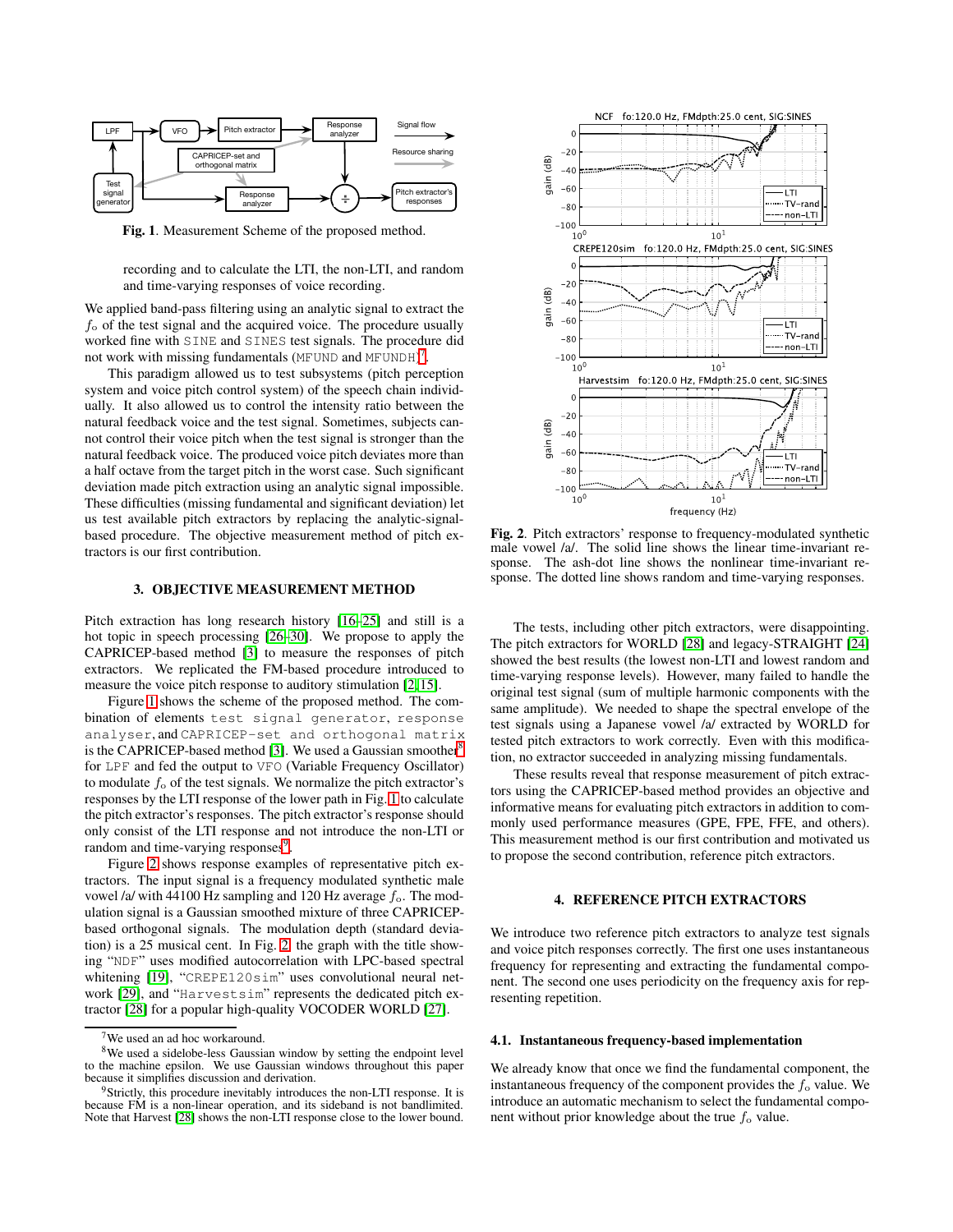**Fig. 1**. Measurement Scheme of the proposed method.

recording and to calculate the LTI, the non-LTI, and random and time-varying responses of voice recording.

We applied band-pass filtering using an analytic signal to extract the $f_o$ of the test signal and the acquired voice. The procedure usually worked fine with `SINE` and `SINES` test signals. The procedure did not work with missing fundamentals (`MFUND` and `MFUNDH`)[7].

This paradigm allowed us to test subsystems (pitch perception system and voice pitch control system) of the speech chain individually. It also allowed us to control the intensity ratio between the natural feedback voice and the test signal. Sometimes, subjects cannot control their voice pitch when the test signal is stronger than the natural feedback voice. The produced voice pitch deviates more than a half octave from the target pitch in the worst case. Such significant deviation made pitch extraction using an analytic signal impossible. These difficulties (missing fundamental and significant deviation) let us test available pitch extractors by replacing the analytic-signal-based procedure. The objective measurement method of pitch extractors is our first contribution.

## 3. OBJECTIVE MEASUREMENT METHOD

Pitch extraction has long research history [16–25] and still is a hot topic in speech processing [26–30]. We propose to apply the CAPRICEP-based method [3] to measure the responses of pitch extractors. We replicated the FM-based procedure introduced to measure the voice pitch response to auditory stimulation [2, 15].

Figure 1 shows the scheme of the proposed method. The combination of elements `test signal generator`, `response analyser`, and `CAPRICEP-set and orthogonal matrix` is the CAPRICEP-based method [3]. We used a Gaussian smoother[8] for `LPF` and fed the output to `VFO` (Variable Frequency Oscillator) to modulate $f_o$ of the test signals. We normalize the pitch extractor's responses by the LTI response of the lower path in Fig. 1 to calculate the pitch extractor's responses. The pitch extractor's response should only consist of the LTI response and not introduce the non-LTI or random and time-varying responses[9].

Figure 2 shows response examples of representative pitch extractors. The input signal is a frequency modulated synthetic male vowel /a/ with 44100 Hz sampling and 120 Hz average $f_o$. The modulation signal is a Gaussian smoothed mixture of three CAPRICEP-based orthogonal signals. The modulation depth (standard deviation) is a 25 musical cent. In Fig. 2, the graph with the title showing "`NDF`" uses modified autocorrelation with LPC-based spectral whitening [19], "`CREPE120sim`" uses convolutional neural network [29], and "`Harvestsim`" represents the dedicated pitch extractor [28] for a popular high-quality VOCODER WORLD [27].

**Fig. 2**. Pitch extractors' response to frequency-modulated synthetic male vowel /a/. The solid line shows the linear time-invariant response. The ash-dot line shows the nonlinear time-invariant response. The dotted line shows random and time-varying responses.

The tests, including other pitch extractors, were disappointing. The pitch extractors for WORLD [28] and legacy-STRAIGHT [24] showed the best results (the lowest non-LTI and lowest random and time-varying response levels). However, many failed to handle the original test signal (sum of multiple harmonic components with the same amplitude). We needed to shape the spectral envelope of the test signals using a Japanese vowel /a/ extracted by WORLD for tested pitch extractors to work correctly. Even with this modification, no extractor succeeded in analyzing missing fundamentals.

These results reveal that response measurement of pitch extractors using the CAPRICEP-based method provides an objective and informative means for evaluating pitch extractors in addition to commonly used performance measures (GPE, FPE, FFE, and others). This measurement method is our first contribution and motivated us to propose the second contribution, reference pitch extractors.

## 4. REFERENCE PITCH EXTRACTORS

We introduce two reference pitch extractors to analyze test signals and voice pitch responses correctly. The first one uses instantaneous frequency for representing and extracting the fundamental component. The second one uses periodicity on the frequency axis for representing repetition.

### 4.1. Instantaneous frequency-based implementation

We already know that once we find the fundamental component, the instantaneous frequency of the component provides the $f_o$ value. We introduce an automatic mechanism to select the fundamental component without prior knowledge about the true $f_o$ value.

---

[7] We used an ad hoc workaround.

[8] We used a sidelobe-less Gaussian window by setting the endpoint level to the machine epsilon. We use Gaussian windows throughout this paper because it simplifies discussion and derivation.

[9] Strictly, this procedure inevitably introduces the non-LTI response. It is because FM is a non-linear operation, and its sideband is not bandlimited. Note that Harvest [28] shows the non-LTI response close to the lower bound.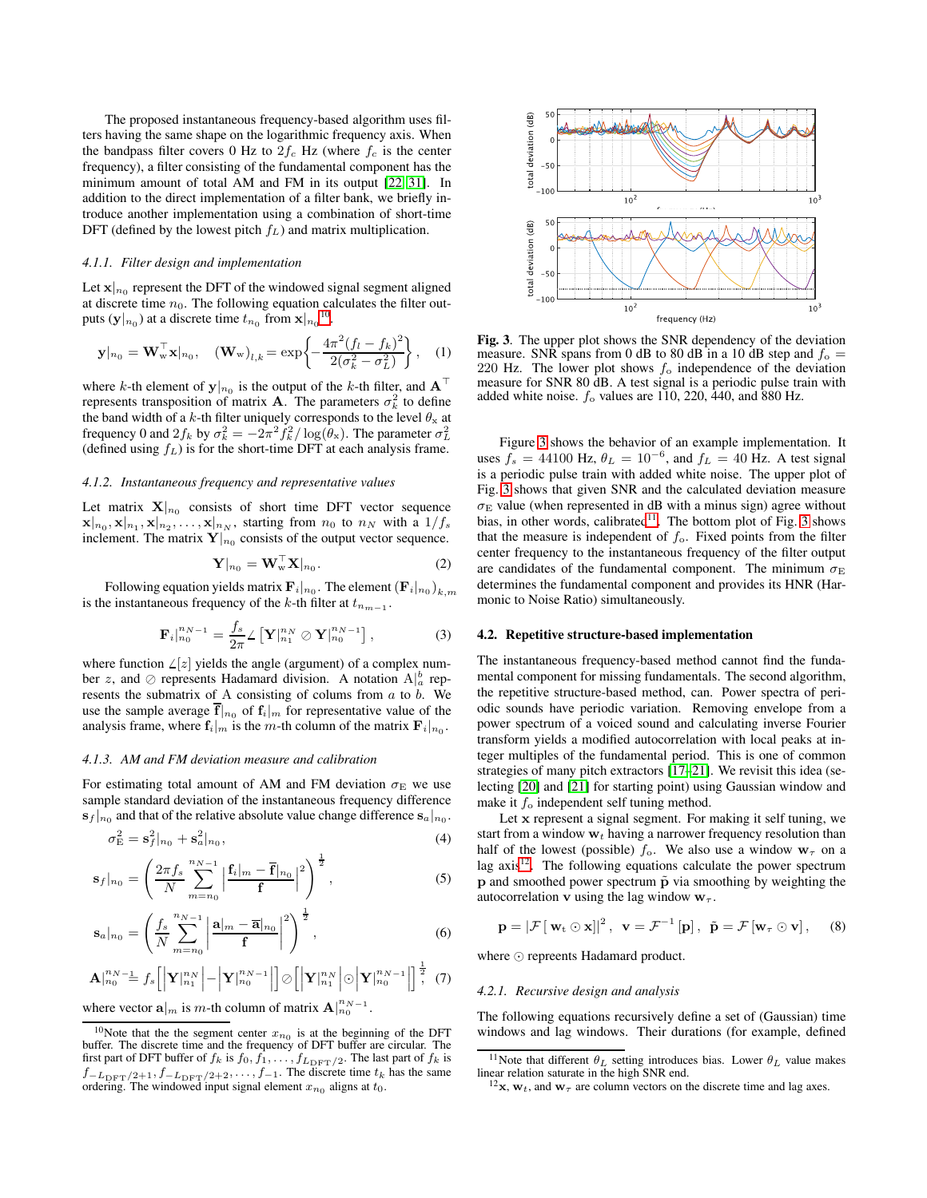The proposed instantaneous frequency-based algorithm uses filters having the same shape on the logarithmic frequency axis. When the bandpass filter covers 0 Hz to $2f_c$ Hz (where $f_c$ is the center frequency), a filter consisting of the fundamental component has the minimum amount of total AM and FM in its output [22, 31]. In addition to the direct implementation of a filter bank, we briefly introduce another implementation using a combination of short-time DFT (defined by the lowest pitch $f_L$) and matrix multiplication.

#### 4.1.1. Filter design and implementation

Let $\mathbf{x}|_{n_0}$ represent the DFT of the windowed signal segment aligned at discrete time $n_0$. The following equation calculates the filter outputs ($\mathbf{y}|_{n_0}$) at a discrete time $t_{n_0}$ from $\mathbf{x}|_{n_0}$[10].

$$\mathbf{y}|_{n_0} = \mathbf{W}_{\mathrm{w}}^{\top}\mathbf{x}|_{n_0}, \quad (\mathbf{W}_{\mathrm{w}})_{l,k} = \exp\left\{-\frac{4\pi^2(f_l - f_k)^2}{2(\sigma_k^2 - \sigma_L^2)}\right\}, \quad (1)$$

where $k$-th element of $\mathbf{y}|_{n_0}$ is the output of the $k$-th filter, and $\mathbf{A}^{\top}$ represents transposition of matrix $\mathbf{A}$. The parameters $\sigma_k^2$ to define the band width of a $k$-th filter uniquely corresponds to the level $\theta_{\mathrm{x}}$ at frequency 0 and $2f_k$ by $\sigma_k^2 = -2\pi^2 f_k^2/\log(\theta_{\mathrm{x}})$. The parameter $\sigma_L^2$ (defined using $f_L$) is for the short-time DFT at each analysis frame.

#### 4.1.2. Instantaneous frequency and representative values

Let matrix $\mathbf{X}|_{n_0}$ consists of short time DFT vector sequence $\mathbf{x}|_{n_0}, \mathbf{x}|_{n_1}, \mathbf{x}|_{n_2}, \ldots, \mathbf{x}|_{n_N}$, starting from $n_0$ to $n_N$ with a $1/f_s$ inclement. The matrix $\mathbf{Y}|_{n_0}$ consists of the output vector sequence.

$$\mathbf{Y}|_{n_0} = \mathbf{W}_{\mathrm{w}}^{\top}\mathbf{X}|_{n_0}. \quad (2)$$

Following equation yields matrix $\mathbf{F}_i|_{n_0}$. The element $(\mathbf{F}_i|_{n_0})_{k,m}$ is the instantaneous frequency of the $k$-th filter at $t_{n_{m-1}}$.

$$\mathbf{F}_i|_{n_0}^{n_{N-1}} = \frac{f_s}{2\pi}\angle\left[\mathbf{Y}|_{n_1}^{n_N} \oslash \mathbf{Y}|_{n_0}^{n_{N-1}}\right], \quad (3)$$

where function $\angle[z]$ yields the angle (argument) of a complex number $z$, and $\oslash$ represents Hadamard division. A notation $\mathrm{A}|_a^b$ represents the submatrix of A consisting of colums from $a$ to $b$. We use the sample average $\overline{\mathbf{f}}|_{n_0}$ of $\mathbf{f}_i|_m$ for representative value of the analysis frame, where $\mathbf{f}_i|_m$ is the $m$-th column of the matrix $\mathbf{F}_i|_{n_0}$.

#### 4.1.3. AM and FM deviation measure and calibration

For estimating total amount of AM and FM deviation $\sigma_{\mathrm{E}}$ we use sample standard deviation of the instantaneous frequency difference $\mathbf{s}_f|_{n_0}$ and that of the relative absolute value change difference $\mathbf{s}_a|_{n_0}$.

$$\sigma_{\mathrm{E}}^2 = \mathbf{s}_f^2|_{n_0} + \mathbf{s}_a^2|_{n_0}, \quad (4)$$

$$\mathbf{s}_f|_{n_0} = \left(\frac{2\pi f_s}{N}\sum_{m=n_0}^{n_{N-1}}\left|\frac{\mathbf{f}_i|_m - \overline{\mathbf{f}}|_{n_0}}{\mathbf{f}}\right|^2\right)^{\frac{1}{2}}, \quad (5)$$

$$\mathbf{s}_a|_{n_0} = \left(\frac{f_s}{N}\sum_{m=n_0}^{n_{N-1}}\left|\frac{\mathbf{a}|_m - \overline{\mathbf{a}}|_{n_0}}{\mathbf{f}}\right|^2\right)^{\frac{1}{2}}, \quad (6)$$

$$\mathbf{A}|_{n_0}^{n_{N-1}} = f_s\left[\left|\mathbf{Y}|_{n_1}^{n_N}\right| - \left|\mathbf{Y}|_{n_0}^{n_{N-1}}\right|\right] \oslash \left[\left|\mathbf{Y}|_{n_1}^{n_N}\right| \odot \left|\mathbf{Y}|_{n_0}^{n_{N-1}}\right|\right]^{\frac{1}{2}}, \quad (7)$$

where vector $\mathbf{a}|_m$ is $m$-th column of matrix $\mathbf{A}|_{n_0}^{n_{N-1}}$.

[10] Note that the the segment center $x_{n_0}$ is at the beginning of the DFT buffer. The discrete time and the frequency of DFT buffer are circular. The first part of DFT buffer of $f_k$ is $f_0, f_1, \ldots, f_{L_{\mathrm{DFT}}/2}$. The last part of $f_k$ is $f_{-L_{\mathrm{DFT}}/2+1}, f_{-L_{\mathrm{DFT}}/2+2}, \ldots, f_{-1}$. The discrete time $t_k$ has the same ordering. The windowed input signal element $x_{n_0}$ aligns at $t_0$.

**Fig. 3**. The upper plot shows the SNR dependency of the deviation measure. SNR spans from 0 dB to 80 dB in a 10 dB step and $f_{\mathrm{o}}$ = 220 Hz. The lower plot shows $f_{\mathrm{o}}$ independence of the deviation measure for SNR 80 dB. A test signal is a periodic pulse train with added white noise. $f_{\mathrm{o}}$ values are 110, 220, 440, and 880 Hz.

Figure 3 shows the behavior of an example implementation. It uses $f_s$ = 44100 Hz, $\theta_L = 10^{-6}$, and $f_L$ = 40 Hz. A test signal is a periodic pulse train with added white noise. The upper plot of Fig. 3 shows that given SNR and the calculated deviation measure $\sigma_{\mathrm{E}}$ value (when represented in dB with a minus sign) agree without bias, in other words, calibrated[11]. The bottom plot of Fig. 3 shows that the measure is independent of $f_{\mathrm{o}}$. Fixed points from the filter center frequency to the instantaneous frequency of the filter output are candidates of the fundamental component. The minimum $\sigma_{\mathrm{E}}$ determines the fundamental component and provides its HNR (Harmonic to Noise Ratio) simultaneously.

### 4.2. Repetitive structure-based implementation

The instantaneous frequency-based method cannot find the fundamental component for missing fundamentals. The second algorithm, the repetitive structure-based method, can. Power spectra of periodic sounds have periodic variation. Removing envelope from a power spectrum of a voiced sound and calculating inverse Fourier transform yields a modified autocorrelation with local peaks at integer multiples of the fundamental period. This is one of common strategies of many pitch extractors [17–21]. We revisit this idea (selecting [20] and [21] for starting point) using Gaussian window and make it $f_{\mathrm{o}}$ independent self tuning method.

Let $\mathbf{x}$ represent a signal segment. For making it self tuning, we start from a window $\mathbf{w}_t$ having a narrower frequency resolution than half of the lowest (possible) $f_{\mathrm{o}}$. We also use a window $\mathbf{w}_{\tau}$ on a lag axis[12]. The following equations calculate the power spectrum $\mathbf{p}$ and smoothed power spectrum $\tilde{\mathbf{p}}$ via smoothing by weighting the autocorrelation $\mathbf{v}$ using the lag window $\mathbf{w}_{\tau}$.

$$\mathbf{p} = \left|\mathcal{F}\left[\,\mathbf{w}_t \odot \mathbf{x}\right]\right|^2, \quad \mathbf{v} = \mathcal{F}^{-1}\left[\mathbf{p}\right], \quad \tilde{\mathbf{p}} = \mathcal{F}\left[\mathbf{w}_{\tau} \odot \mathbf{v}\right], \quad (8)$$

where $\odot$ repesents Hadamard product.

#### 4.2.1. Recursive design and analysis

The following equations recursively define a set of (Gaussian) time windows and lag windows. Their durations (for example, defined

[11] Note that different $\theta_L$ setting introduces bias. Lower $\theta_L$ value makes linear relation saturate in the high SNR end.

[12] $\mathbf{x}$, $\mathbf{w}_t$, and $\mathbf{w}_{\tau}$ are column vectors on the discrete time and lag axes.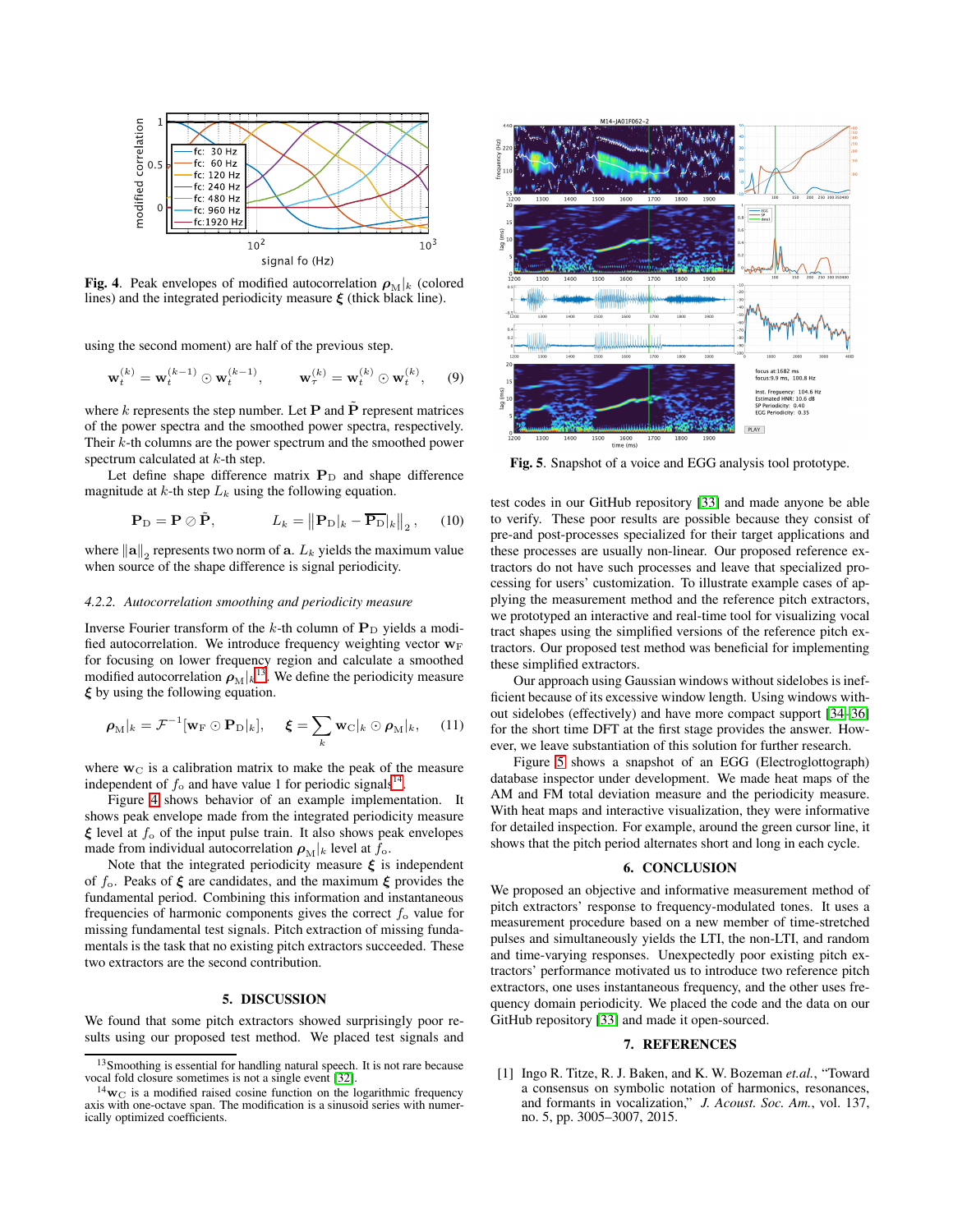Fig. 4. Peak envelopes of modified autocorrelation $\boldsymbol{\rho}_{\mathrm{M}}|_k$ (colored lines) and the integrated periodicity measure $\boldsymbol{\xi}$ (thick black line).

using the second moment) are half of the previous step.

$$\mathbf{w}_t^{(k)} = \mathbf{w}_t^{(k-1)} \odot \mathbf{w}_t^{(k-1)}, \qquad \mathbf{w}_\tau^{(k)} = \mathbf{w}_t^{(k)} \odot \mathbf{w}_t^{(k)}, \qquad (9)$$

where $k$ represents the step number. Let $\mathbf{P}$ and $\tilde{\mathbf{P}}$ represent matrices of the power spectra and the smoothed power spectra, respectively. Their $k$-th columns are the power spectrum and the smoothed power spectrum calculated at $k$-th step.

Let define shape difference matrix $\mathbf{P}_{\mathrm{D}}$ and shape difference magnitude at $k$-th step $L_k$ using the following equation.

$$\mathbf{P}_{\mathrm{D}} = \mathbf{P} \oslash \tilde{\mathbf{P}}, \qquad L_k = \left\| \mathbf{P}_{\mathrm{D}}|_k - \overline{\mathbf{P}_{\mathrm{D}}}|_k \right\|_2, \qquad (10)$$

where $\|\mathbf{a}\|_2$ represents two norm of $\mathbf{a}$. $L_k$ yields the maximum value when source of the shape difference is signal periodicity.

#### 4.2.2. Autocorrelation smoothing and periodicity measure

Inverse Fourier transform of the $k$-th column of $\mathbf{P}_{\mathrm{D}}$ yields a modified autocorrelation. We introduce frequency weighting vector $\mathbf{w}_{\mathrm{F}}$ for focusing on lower frequency region and calculate a smoothed modified autocorrelation $\boldsymbol{\rho}_{\mathrm{M}}|_k$[13]. We define the periodicity measure $\boldsymbol{\xi}$ by using the following equation.

$$\boldsymbol{\rho}_{\mathrm{M}}|_k = \mathcal{F}^{-1}[\mathbf{w}_{\mathrm{F}} \odot \mathbf{P}_{\mathrm{D}}|_k], \qquad \boldsymbol{\xi} = \sum_k \mathbf{w}_{\mathrm{C}}|_k \odot \boldsymbol{\rho}_{\mathrm{M}}|_k, \qquad (11)$$

where $\mathbf{w}_{\mathrm{C}}$ is a calibration matrix to make the peak of the measure independent of $f_{\mathrm{o}}$ and have value 1 for periodic signals[14].

Figure 4 shows behavior of an example implementation. It shows peak envelope made from the integrated periodicity measure $\boldsymbol{\xi}$ level at $f_{\mathrm{o}}$ of the input pulse train. It also shows peak envelopes made from individual autocorrelation $\boldsymbol{\rho}_{\mathrm{M}}|_k$ level at $f_{\mathrm{o}}$.

Note that the integrated periodicity measure $\boldsymbol{\xi}$ is independent of $f_{\mathrm{o}}$. Peaks of $\boldsymbol{\xi}$ are candidates, and the maximum $\boldsymbol{\xi}$ provides the fundamental period. Combining this information and instantaneous frequencies of harmonic components gives the correct $f_{\mathrm{o}}$ value for missing fundamental test signals. Pitch extraction of missing fundamentals is the task that no existing pitch extractors succeeded. These two extractors are the second contribution.

## 5. DISCUSSION

We found that some pitch extractors showed surprisingly poor results using our proposed test method. We placed test signals and test codes in our GitHub repository [33] and made anyone be able to verify. These poor results are possible because they consist of pre-and post-processes specialized for their target applications and these processes are usually non-linear. Our proposed reference extractors do not have such processes and leave that specialized processing for users' customization. To illustrate example cases of applying the measurement method and the reference pitch extractors, we prototyped an interactive and real-time tool for visualizing vocal tract shapes using the simplified versions of the reference pitch extractors. Our proposed test method was beneficial for implementing these simplified extractors.

Our approach using Gaussian windows without sidelobes is inefficient because of its excessive window length. Using windows without sidelobes (effectively) and have more compact support [34–36] for the short time DFT at the first stage provides the answer. However, we leave substantiation of this solution for further research.

Figure 5 shows a snapshot of an EGG (Electroglottograph) database inspector under development. We made heat maps of the AM and FM total deviation measure and the periodicity measure. With heat maps and interactive visualization, they were informative for detailed inspection. For example, around the green cursor line, it shows that the pitch period alternates short and long in each cycle.

Fig. 5. Snapshot of a voice and EGG analysis tool prototype.

## 6. CONCLUSION

We proposed an objective and informative measurement method of pitch extractors' response to frequency-modulated tones. It uses a measurement procedure based on a new member of time-stretched pulses and simultaneously yields the LTI, the non-LTI, and random and time-varying responses. Unexpectedly poor existing pitch extractors' performance motivated us to introduce two reference pitch extractors, one uses instantaneous frequency, and the other uses frequency domain periodicity. We placed the code and the data on our GitHub repository [33] and made it open-sourced.

## 7. REFERENCES

[1] Ingo R. Titze, R. J. Baken, and K. W. Bozeman *et.al.*, "Toward a consensus on symbolic notation of harmonics, resonances, and formants in vocalization," *J. Acoust. Soc. Am.*, vol. 137, no. 5, pp. 3005–3007, 2015.

---

[13] Smoothing is essential for handling natural speech. It is not rare because vocal fold closure sometimes is not a single event [32].

[14] $\mathbf{w}_{\mathrm{C}}$ is a modified raised cosine function on the logarithmic frequency axis with one-octave span. The modification is a sinusoid series with numerically optimized coefficients.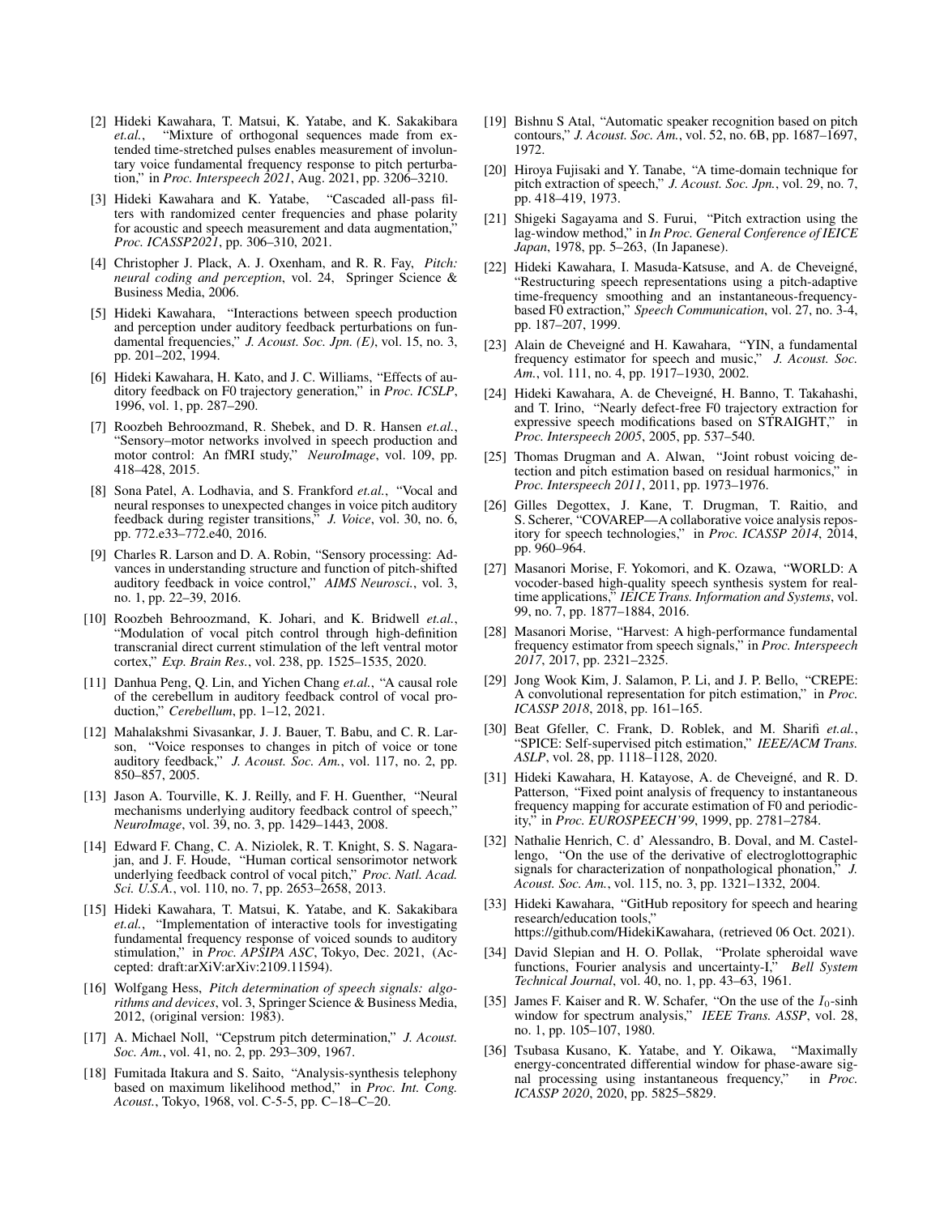[2] Hideki Kawahara, T. Matsui, K. Yatabe, and K. Sakakibara *et.al.*, "Mixture of orthogonal sequences made from extended time-stretched pulses enables measurement of involuntary voice fundamental frequency response to pitch perturbation," in *Proc. Interspeech 2021*, Aug. 2021, pp. 3206–3210.

[3] Hideki Kawahara and K. Yatabe, "Cascaded all-pass filters with randomized center frequencies and phase polarity for acoustic and speech measurement and data augmentation," *Proc. ICASSP2021*, pp. 306–310, 2021.

[4] Christopher J. Plack, A. J. Oxenham, and R. R. Fay, *Pitch: neural coding and perception*, vol. 24, Springer Science & Business Media, 2006.

[5] Hideki Kawahara, "Interactions between speech production and perception under auditory feedback perturbations on fundamental frequencies," *J. Acoust. Soc. Jpn. (E)*, vol. 15, no. 3, pp. 201–202, 1994.

[6] Hideki Kawahara, H. Kato, and J. C. Williams, "Effects of auditory feedback on F0 trajectory generation," in *Proc. ICSLP*, 1996, vol. 1, pp. 287–290.

[7] Roozbeh Behroozmand, R. Shebek, and D. R. Hansen *et.al.*, "Sensory–motor networks involved in speech production and motor control: An fMRI study," *NeuroImage*, vol. 109, pp. 418–428, 2015.

[8] Sona Patel, A. Lodhavia, and S. Frankford *et.al.*, "Vocal and neural responses to unexpected changes in voice pitch auditory feedback during register transitions," *J. Voice*, vol. 30, no. 6, pp. 772.e33–772.e40, 2016.

[9] Charles R. Larson and D. A. Robin, "Sensory processing: Advances in understanding structure and function of pitch-shifted auditory feedback in voice control," *AIMS Neurosci.*, vol. 3, no. 1, pp. 22–39, 2016.

[10] Roozbeh Behroozmand, K. Johari, and K. Bridwell *et.al.*, "Modulation of vocal pitch control through high-definition transcranial direct current stimulation of the left ventral motor cortex," *Exp. Brain Res.*, vol. 238, pp. 1525–1535, 2020.

[11] Danhua Peng, Q. Lin, and Yichen Chang *et.al.*, "A causal role of the cerebellum in auditory feedback control of vocal production," *Cerebellum*, pp. 1–12, 2021.

[12] Mahalakshmi Sivasankar, J. J. Bauer, T. Babu, and C. R. Larson, "Voice responses to changes in pitch of voice or tone auditory feedback," *J. Acoust. Soc. Am.*, vol. 117, no. 2, pp. 850–857, 2005.

[13] Jason A. Tourville, K. J. Reilly, and F. H. Guenther, "Neural mechanisms underlying auditory feedback control of speech," *NeuroImage*, vol. 39, no. 3, pp. 1429–1443, 2008.

[14] Edward F. Chang, C. A. Niziolek, R. T. Knight, S. S. Nagarajan, and J. F. Houde, "Human cortical sensorimotor network underlying feedback control of vocal pitch," *Proc. Natl. Acad. Sci. U.S.A.*, vol. 110, no. 7, pp. 2653–2658, 2013.

[15] Hideki Kawahara, T. Matsui, K. Yatabe, and K. Sakakibara *et.al.*, "Implementation of interactive tools for investigating fundamental frequency response of voiced sounds to auditory stimulation," in *Proc. APSIPA ASC*, Tokyo, Dec. 2021, (Accepted: draft:arXiV:arXiv:2109.11594).

[16] Wolfgang Hess, *Pitch determination of speech signals: algorithms and devices*, vol. 3, Springer Science & Business Media, 2012, (original version: 1983).

[17] A. Michael Noll, "Cepstrum pitch determination," *J. Acoust. Soc. Am.*, vol. 41, no. 2, pp. 293–309, 1967.

[18] Fumitada Itakura and S. Saito, "Analysis-synthesis telephony based on maximum likelihood method," in *Proc. Int. Cong. Acoust.*, Tokyo, 1968, vol. C-5-5, pp. C–18–C–20.

[19] Bishnu S Atal, "Automatic speaker recognition based on pitch contours," *J. Acoust. Soc. Am.*, vol. 52, no. 6B, pp. 1687–1697, 1972.

[20] Hiroya Fujisaki and Y. Tanabe, "A time-domain technique for pitch extraction of speech," *J. Acoust. Soc. Jpn.*, vol. 29, no. 7, pp. 418–419, 1973.

[21] Shigeki Sagayama and S. Furui, "Pitch extraction using the lag-window method," in *In Proc. General Conference of IEICE Japan*, 1978, pp. 5–263, (In Japanese).

[22] Hideki Kawahara, I. Masuda-Katsuse, and A. de Cheveigné, "Restructuring speech representations using a pitch-adaptive time-frequency smoothing and an instantaneous-frequency-based F0 extraction," *Speech Communication*, vol. 27, no. 3-4, pp. 187–207, 1999.

[23] Alain de Cheveigné and H. Kawahara, "YIN, a fundamental frequency estimator for speech and music," *J. Acoust. Soc. Am.*, vol. 111, no. 4, pp. 1917–1930, 2002.

[24] Hideki Kawahara, A. de Cheveigné, H. Banno, T. Takahashi, and T. Irino, "Nearly defect-free F0 trajectory extraction for expressive speech modifications based on STRAIGHT," in *Proc. Interspeech 2005*, 2005, pp. 537–540.

[25] Thomas Drugman and A. Alwan, "Joint robust voicing detection and pitch estimation based on residual harmonics," in *Proc. Interspeech 2011*, 2011, pp. 1973–1976.

[26] Gilles Degottex, J. Kane, T. Drugman, T. Raitio, and S. Scherer, "COVAREP—A collaborative voice analysis repository for speech technologies," in *Proc. ICASSP 2014*, 2014, pp. 960–964.

[27] Masanori Morise, F. Yokomori, and K. Ozawa, "WORLD: A vocoder-based high-quality speech synthesis system for real-time applications," *IEICE Trans. Information and Systems*, vol. 99, no. 7, pp. 1877–1884, 2016.

[28] Masanori Morise, "Harvest: A high-performance fundamental frequency estimator from speech signals," in *Proc. Interspeech 2017*, 2017, pp. 2321–2325.

[29] Jong Wook Kim, J. Salamon, P. Li, and J. P. Bello, "CREPE: A convolutional representation for pitch estimation," in *Proc. ICASSP 2018*, 2018, pp. 161–165.

[30] Beat Gfeller, C. Frank, D. Roblek, and M. Sharifi *et.al.*, "SPICE: Self-supervised pitch estimation," *IEEE/ACM Trans. ASLP*, vol. 28, pp. 1118–1128, 2020.

[31] Hideki Kawahara, H. Katayose, A. de Cheveigné, and R. D. Patterson, "Fixed point analysis of frequency to instantaneous frequency mapping for accurate estimation of F0 and periodicity," in *Proc. EUROSPEECH'99*, 1999, pp. 2781–2784.

[32] Nathalie Henrich, C. d' Alessandro, B. Doval, and M. Castellengo, "On the use of the derivative of electroglottographic signals for characterization of nonpathological phonation," *J. Acoust. Soc. Am.*, vol. 115, no. 3, pp. 1321–1332, 2004.

[33] Hideki Kawahara, "GitHub repository for speech and hearing research/education tools," https://github.com/HidekiKawahara, (retrieved 06 Oct. 2021).

[34] David Slepian and H. O. Pollak, "Prolate spheroidal wave functions, Fourier analysis and uncertainty-I," *Bell System Technical Journal*, vol. 40, no. 1, pp. 43–63, 1961.

[35] James F. Kaiser and R. W. Schafer, "On the use of the $I_0$-sinh window for spectrum analysis," *IEEE Trans. ASSP*, vol. 28, no. 1, pp. 105–107, 1980.

[36] Tsubasa Kusano, K. Yatabe, and Y. Oikawa, "Maximally energy-concentrated differential window for phase-aware signal processing using instantaneous frequency," in *Proc. ICASSP 2020*, 2020, pp. 5825–5829.